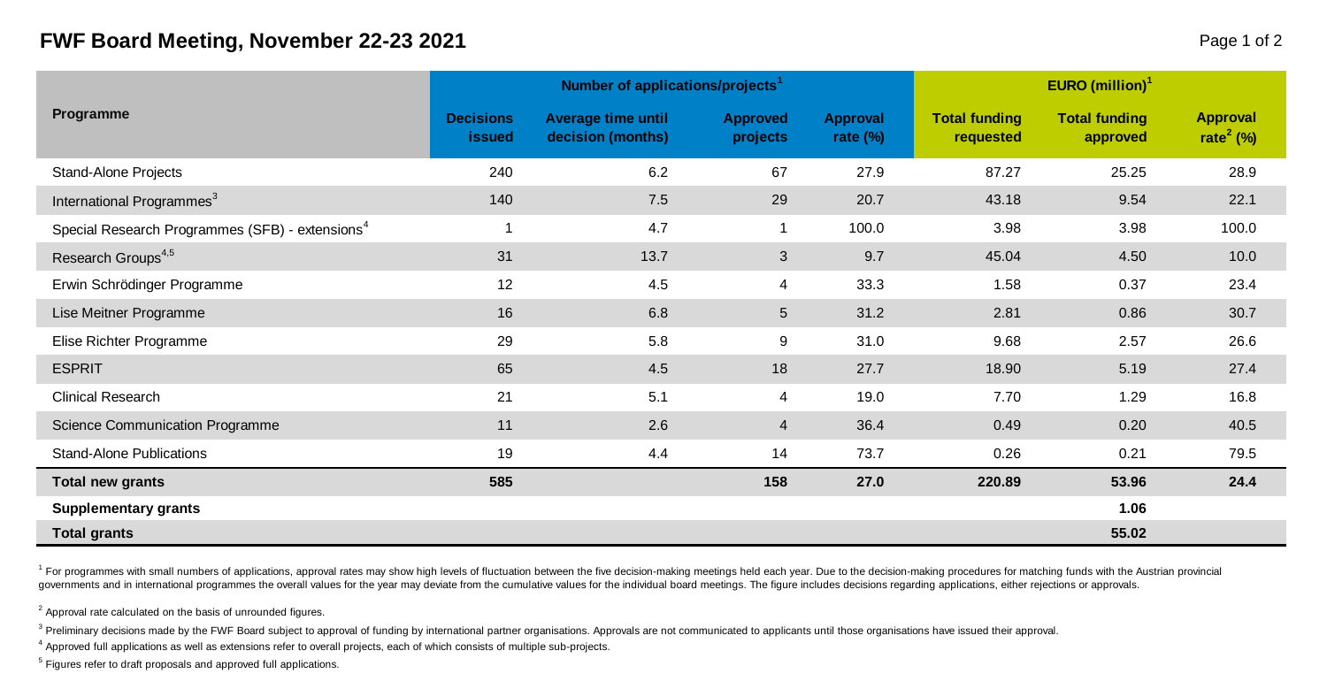# FWF Board Meeting, November 22-23 2021

| Programme | Number of applications/projects[1] | | | | EURO (million)[1] | | |
|---|---|---|---|---|---|---|---|
| | **Decisions issued** | **Average time until decision (months)** | **Approved projects** | **Approval rate (%)** | **Total funding requested** | **Total funding approved** | **Approval rate[2] (%)** |
| Stand-Alone Projects | 240 | 6.2 | 67 | 27.9 | 87.27 | 25.25 | 28.9 |
| International Programmes[3] | 140 | 7.5 | 29 | 20.7 | 43.18 | 9.54 | 22.1 |
| Special Research Programmes (SFB) - extensions[4] | 1 | 4.7 | 1 | 100.0 | 3.98 | 3.98 | 100.0 |
| Research Groups[4,5] | 31 | 13.7 | 3 | 9.7 | 45.04 | 4.50 | 10.0 |
| Erwin Schrödinger Programme | 12 | 4.5 | 4 | 33.3 | 1.58 | 0.37 | 23.4 |
| Lise Meitner Programme | 16 | 6.8 | 5 | 31.2 | 2.81 | 0.86 | 30.7 |
| Elise Richter Programme | 29 | 5.8 | 9 | 31.0 | 9.68 | 2.57 | 26.6 |
| ESPRIT | 65 | 4.5 | 18 | 27.7 | 18.90 | 5.19 | 27.4 |
| Clinical Research | 21 | 5.1 | 4 | 19.0 | 7.70 | 1.29 | 16.8 |
| Science Communication Programme | 11 | 2.6 | 4 | 36.4 | 0.49 | 0.20 | 40.5 |
| Stand-Alone Publications | 19 | 4.4 | 14 | 73.7 | 0.26 | 0.21 | 79.5 |
| **Total new grants** | **585** | | **158** | **27.0** | **220.89** | **53.96** | **24.4** |
| **Supplementary grants** | | | | | | **1.06** | |
| **Total grants** | | | | | | **55.02** | |

[1] For programmes with small numbers of applications, approval rates may show high levels of fluctuation between the five decision-making meetings held each year. Due to the decision-making procedures for matching funds with the Austrian provincial governments and in international programmes the overall values for the year may deviate from the cumulative values for the individual board meetings. The figure includes decisions regarding applications, either rejections or approvals.

[2] Approval rate calculated on the basis of unrounded figures.

[3] Preliminary decisions made by the FWF Board subject to approval of funding by international partner organisations. Approvals are not communicated to applicants until those organisations have issued their approval.

[4] Approved full applications as well as extensions refer to overall projects, each of which consists of multiple sub-projects.

[5] Figures refer to draft proposals and approved full applications.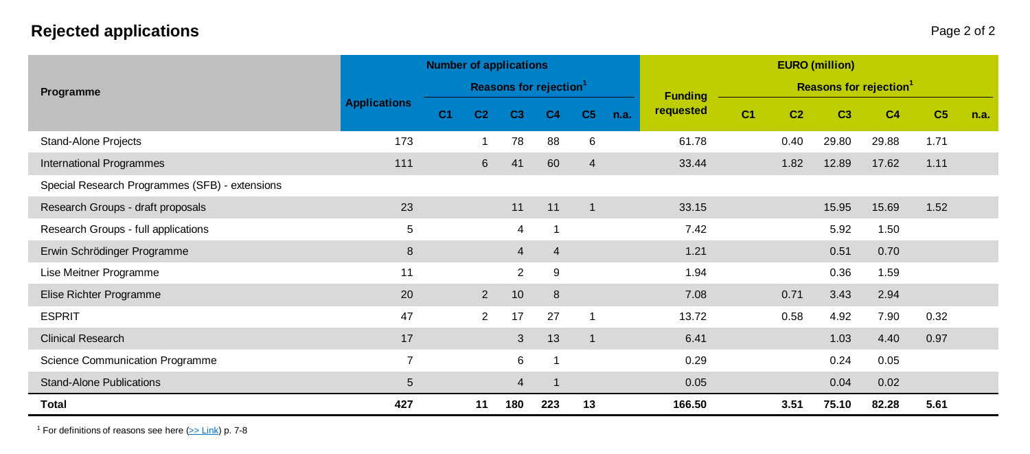## Rejected applications

| Programme | Number of applications | | | | | | | EURO (million) | | | | | | |
|---|---|---|---|---|---|---|---|---|---|---|---|---|---|---|
| | Applications | Reasons for rejection[1] | | | | | | Funding requested | Reasons for rejection[1] | | | | | |
| | | C1 | C2 | C3 | C4 | C5 | n.a. | | C1 | C2 | C3 | C4 | C5 | n.a. |
| Stand-Alone Projects | 173 | | 1 | 78 | 88 | 6 | | 61.78 | | 0.40 | 29.80 | 29.88 | 1.71 | |
| International Programmes | 111 | | 6 | 41 | 60 | 4 | | 33.44 | | 1.82 | 12.89 | 17.62 | 1.11 | |
| Special Research Programmes (SFB) - extensions | | | | | | | | | | | | | | |
| Research Groups - draft proposals | 23 | | | 11 | 11 | 1 | | 33.15 | | | 15.95 | 15.69 | 1.52 | |
| Research Groups - full applications | 5 | | | 4 | 1 | | | 7.42 | | | 5.92 | 1.50 | | |
| Erwin Schrödinger Programme | 8 | | | 4 | 4 | | | 1.21 | | | 0.51 | 0.70 | | |
| Lise Meitner Programme | 11 | | | 2 | 9 | | | 1.94 | | | 0.36 | 1.59 | | |
| Elise Richter Programme | 20 | | 2 | 10 | 8 | | | 7.08 | | 0.71 | 3.43 | 2.94 | | |
| ESPRIT | 47 | | 2 | 17 | 27 | 1 | | 13.72 | | 0.58 | 4.92 | 7.90 | 0.32 | |
| Clinical Research | 17 | | | 3 | 13 | 1 | | 6.41 | | | 1.03 | 4.40 | 0.97 | |
| Science Communication Programme | 7 | | | 6 | 1 | | | 0.29 | | | 0.24 | 0.05 | | |
| Stand-Alone Publications | 5 | | | 4 | 1 | | | 0.05 | | | 0.04 | 0.02 | | |
| **Total** | **427** | | **11** | **180** | **223** | **13** | | **166.50** | | **3.51** | **75.10** | **82.28** | **5.61** | |

[1] For definitions of reasons see here (>> Link) p. 7-8